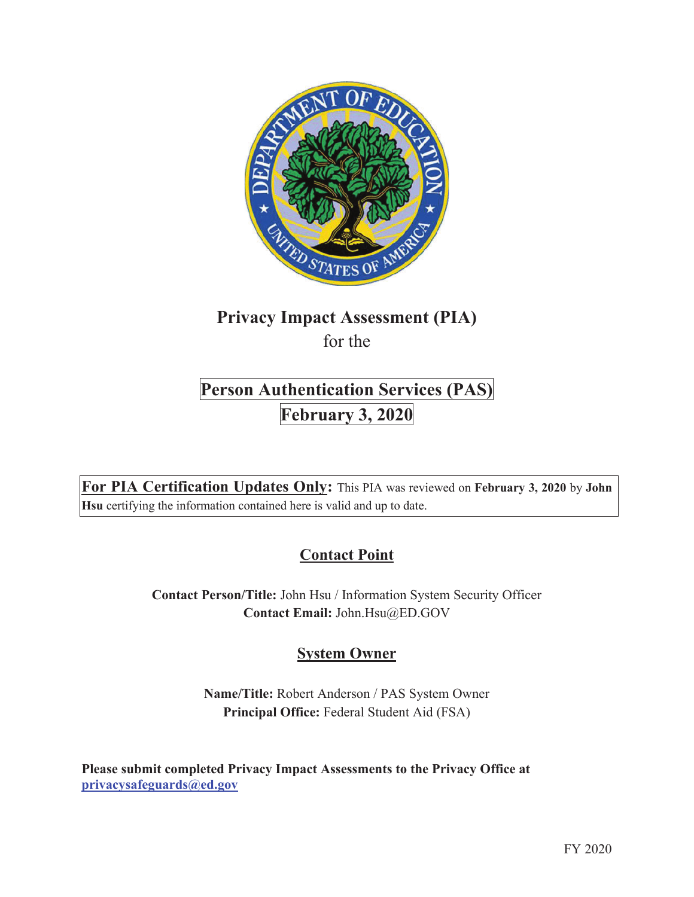# Privacy Impact Assessment (PIA)

for the

## Person Authentication Services (PAS)

## February 3, 2020

**For PIA Certification Updates Only:** This PIA was reviewed on **February 3, 2020** by **John Hsu** certifying the information contained here is valid and up to date.

## Contact Point

**Contact Person/Title:** John Hsu / Information System Security Officer
**Contact Email:** John.Hsu@ED.GOV

## System Owner

**Name/Title:** Robert Anderson / PAS System Owner
**Principal Office:** Federal Student Aid (FSA)

**Please submit completed Privacy Impact Assessments to the Privacy Office at privacysafeguards@ed.gov**

FY 2020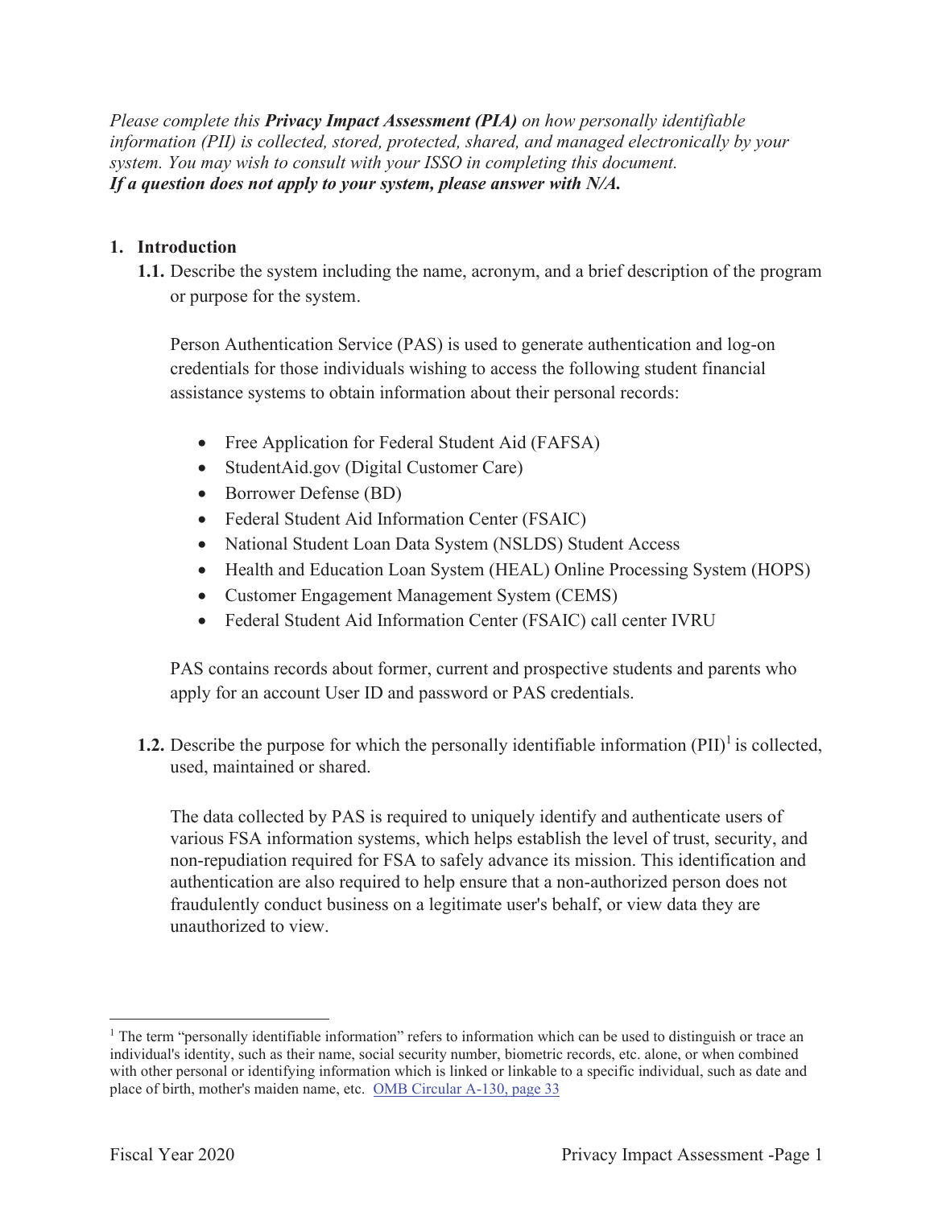*Please complete this **Privacy Impact Assessment (PIA)** on how personally identifiable information (PII) is collected, stored, protected, shared, and managed electronically by your system. You may wish to consult with your ISSO in completing this document.*
***If a question does not apply to your system, please answer with N/A.***

## 1. Introduction

**1.1.** Describe the system including the name, acronym, and a brief description of the program or purpose for the system.

Person Authentication Service (PAS) is used to generate authentication and log-on credentials for those individuals wishing to access the following student financial assistance systems to obtain information about their personal records:

- Free Application for Federal Student Aid (FAFSA)
- StudentAid.gov (Digital Customer Care)
- Borrower Defense (BD)
- Federal Student Aid Information Center (FSAIC)
- National Student Loan Data System (NSLDS) Student Access
- Health and Education Loan System (HEAL) Online Processing System (HOPS)
- Customer Engagement Management System (CEMS)
- Federal Student Aid Information Center (FSAIC) call center IVRU

PAS contains records about former, current and prospective students and parents who apply for an account User ID and password or PAS credentials.

**1.2.** Describe the purpose for which the personally identifiable information (PII)[1] is collected, used, maintained or shared.

The data collected by PAS is required to uniquely identify and authenticate users of various FSA information systems, which helps establish the level of trust, security, and non-repudiation required for FSA to safely advance its mission. This identification and authentication are also required to help ensure that a non-authorized person does not fraudulently conduct business on a legitimate user's behalf, or view data they are unauthorized to view.

---

[1] The term "personally identifiable information" refers to information which can be used to distinguish or trace an individual's identity, such as their name, social security number, biometric records, etc. alone, or when combined with other personal or identifying information which is linked or linkable to a specific individual, such as date and place of birth, mother's maiden name, etc. [OMB Circular A-130, page 33]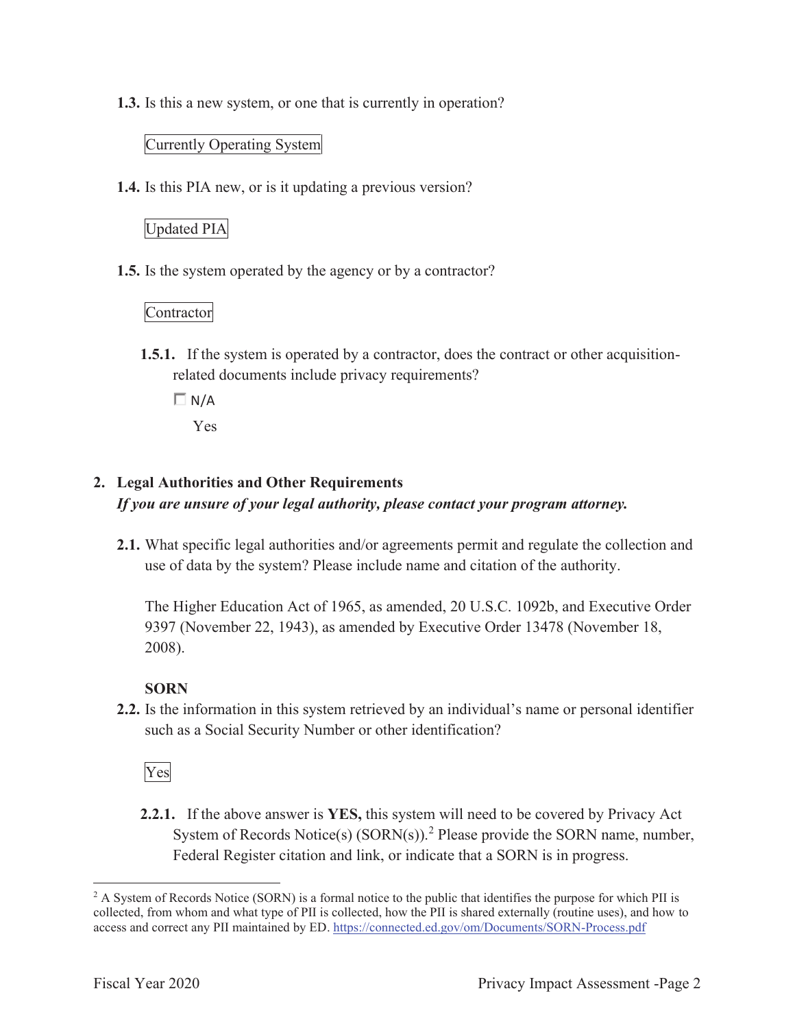**1.3.** Is this a new system, or one that is currently in operation?

Currently Operating System

**1.4.** Is this PIA new, or is it updating a previous version?

Updated PIA

**1.5.** Is the system operated by the agency or by a contractor?

Contractor

**1.5.1.** If the system is operated by a contractor, does the contract or other acquisition-related documents include privacy requirements?

☐ N/A

Yes

## 2. Legal Authorities and Other Requirements

***If you are unsure of your legal authority, please contact your program attorney.***

**2.1.** What specific legal authorities and/or agreements permit and regulate the collection and use of data by the system? Please include name and citation of the authority.

The Higher Education Act of 1965, as amended, 20 U.S.C. 1092b, and Executive Order 9397 (November 22, 1943), as amended by Executive Order 13478 (November 18, 2008).

**SORN**

**2.2.** Is the information in this system retrieved by an individual's name or personal identifier such as a Social Security Number or other identification?

Yes

**2.2.1.** If the above answer is **YES,** this system will need to be covered by Privacy Act System of Records Notice(s) (SORN(s)).[2] Please provide the SORN name, number, Federal Register citation and link, or indicate that a SORN is in progress.

---

[2] A System of Records Notice (SORN) is a formal notice to the public that identifies the purpose for which PII is collected, from whom and what type of PII is collected, how the PII is shared externally (routine uses), and how to access and correct any PII maintained by ED. https://connected.ed.gov/om/Documents/SORN-Process.pdf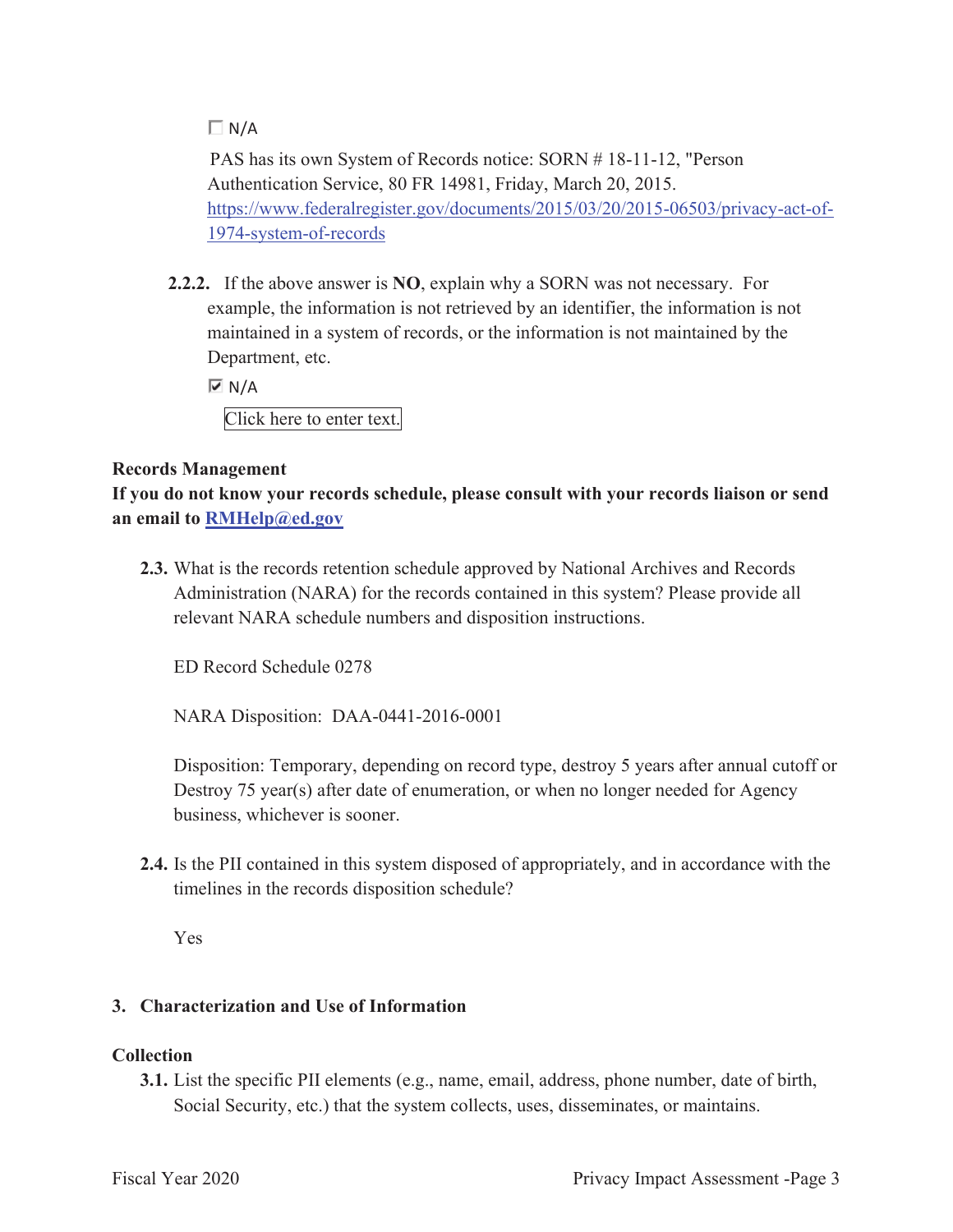☐ N/A

PAS has its own System of Records notice: SORN # 18-11-12, "Person Authentication Service, 80 FR 14981, Friday, March 20, 2015. https://www.federalregister.gov/documents/2015/03/20/2015-06503/privacy-act-of-1974-system-of-records

**2.2.2.** If the above answer is **NO**, explain why a SORN was not necessary. For example, the information is not retrieved by an identifier, the information is not maintained in a system of records, or the information is not maintained by the Department, etc.

☑ N/A

Click here to enter text.

**Records Management**

**If you do not know your records schedule, please consult with your records liaison or send an email to RMHelp@ed.gov**

**2.3.** What is the records retention schedule approved by National Archives and Records Administration (NARA) for the records contained in this system? Please provide all relevant NARA schedule numbers and disposition instructions.

ED Record Schedule 0278

NARA Disposition: DAA-0441-2016-0001

Disposition: Temporary, depending on record type, destroy 5 years after annual cutoff or Destroy 75 year(s) after date of enumeration, or when no longer needed for Agency business, whichever is sooner.

**2.4.** Is the PII contained in this system disposed of appropriately, and in accordance with the timelines in the records disposition schedule?

Yes

## 3. Characterization and Use of Information

**Collection**

**3.1.** List the specific PII elements (e.g., name, email, address, phone number, date of birth, Social Security, etc.) that the system collects, uses, disseminates, or maintains.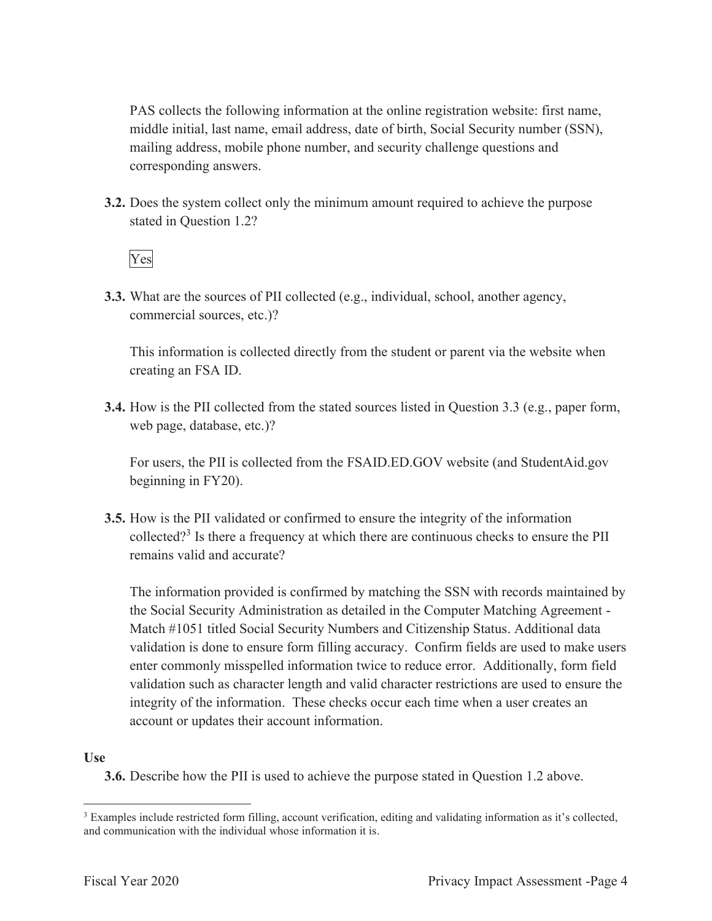PAS collects the following information at the online registration website: first name, middle initial, last name, email address, date of birth, Social Security number (SSN), mailing address, mobile phone number, and security challenge questions and corresponding answers.

**3.2.** Does the system collect only the minimum amount required to achieve the purpose stated in Question 1.2?

Yes

**3.3.** What are the sources of PII collected (e.g., individual, school, another agency, commercial sources, etc.)?

This information is collected directly from the student or parent via the website when creating an FSA ID.

**3.4.** How is the PII collected from the stated sources listed in Question 3.3 (e.g., paper form, web page, database, etc.)?

For users, the PII is collected from the FSAID.ED.GOV website (and StudentAid.gov beginning in FY20).

**3.5.** How is the PII validated or confirmed to ensure the integrity of the information collected?[3] Is there a frequency at which there are continuous checks to ensure the PII remains valid and accurate?

The information provided is confirmed by matching the SSN with records maintained by the Social Security Administration as detailed in the Computer Matching Agreement - Match #1051 titled Social Security Numbers and Citizenship Status. Additional data validation is done to ensure form filling accuracy. Confirm fields are used to make users enter commonly misspelled information twice to reduce error. Additionally, form field validation such as character length and valid character restrictions are used to ensure the integrity of the information. These checks occur each time when a user creates an account or updates their account information.

**Use**

**3.6.** Describe how the PII is used to achieve the purpose stated in Question 1.2 above.

[3] Examples include restricted form filling, account verification, editing and validating information as it's collected, and communication with the individual whose information it is.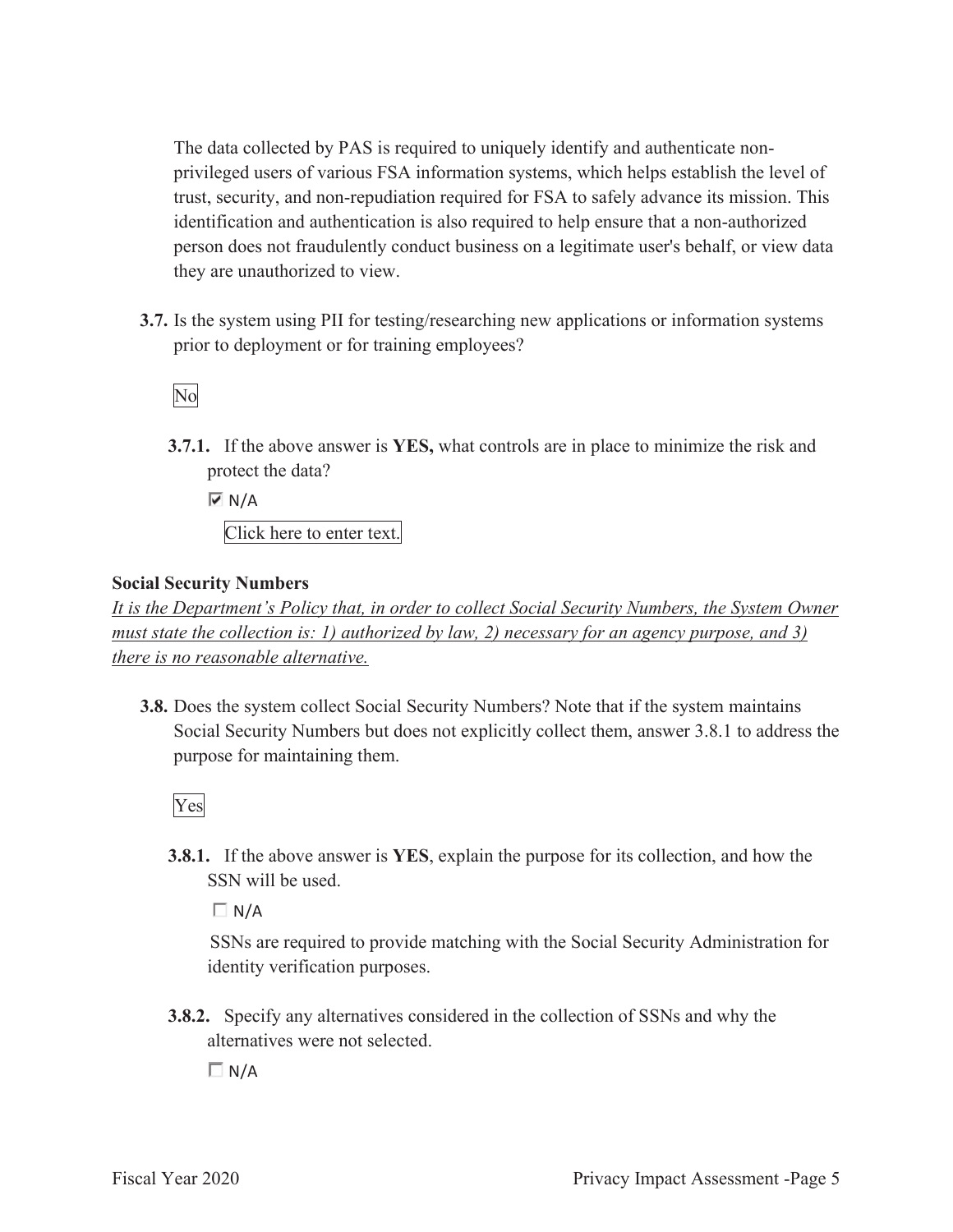The data collected by PAS is required to uniquely identify and authenticate non-privileged users of various FSA information systems, which helps establish the level of trust, security, and non-repudiation required for FSA to safely advance its mission. This identification and authentication is also required to help ensure that a non-authorized person does not fraudulently conduct business on a legitimate user's behalf, or view data they are unauthorized to view.

**3.7.** Is the system using PII for testing/researching new applications or information systems prior to deployment or for training employees?

No

**3.7.1.** If the above answer is **YES,** what controls are in place to minimize the risk and protect the data?

☑ N/A

Click here to enter text.

**Social Security Numbers**

*It is the Department's Policy that, in order to collect Social Security Numbers, the System Owner must state the collection is: 1) authorized by law, 2) necessary for an agency purpose, and 3) there is no reasonable alternative.*

**3.8.** Does the system collect Social Security Numbers? Note that if the system maintains Social Security Numbers but does not explicitly collect them, answer 3.8.1 to address the purpose for maintaining them.

Yes

**3.8.1.** If the above answer is **YES**, explain the purpose for its collection, and how the SSN will be used.

☐ N/A

SSNs are required to provide matching with the Social Security Administration for identity verification purposes.

**3.8.2.** Specify any alternatives considered in the collection of SSNs and why the alternatives were not selected.

☐ N/A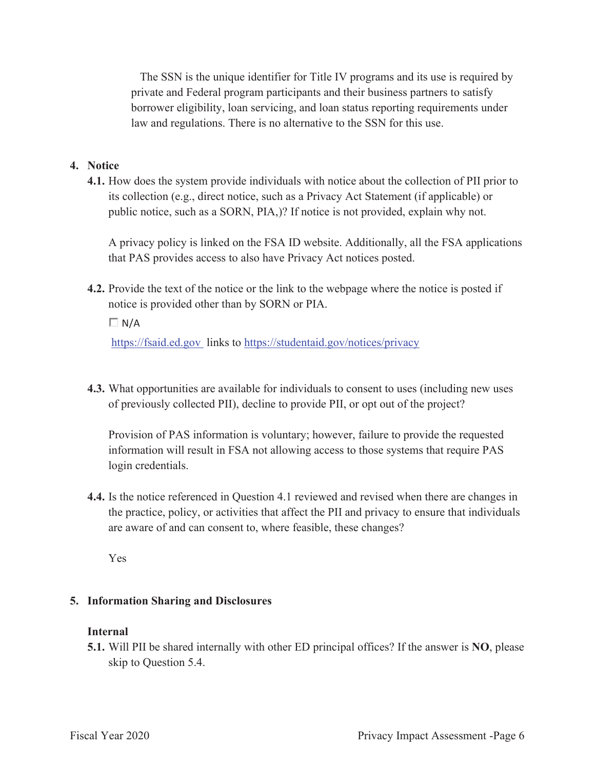The SSN is the unique identifier for Title IV programs and its use is required by private and Federal program participants and their business partners to satisfy borrower eligibility, loan servicing, and loan status reporting requirements under law and regulations. There is no alternative to the SSN for this use.

4. **Notice**

**4.1.** How does the system provide individuals with notice about the collection of PII prior to its collection (e.g., direct notice, such as a Privacy Act Statement (if applicable) or public notice, such as a SORN, PIA,)? If notice is not provided, explain why not.

A privacy policy is linked on the FSA ID website. Additionally, all the FSA applications that PAS provides access to also have Privacy Act notices posted.

**4.2.** Provide the text of the notice or the link to the webpage where the notice is posted if notice is provided other than by SORN or PIA.

☐ N/A

https://fsaid.ed.gov links to https://studentaid.gov/notices/privacy

**4.3.** What opportunities are available for individuals to consent to uses (including new uses of previously collected PII), decline to provide PII, or opt out of the project?

Provision of PAS information is voluntary; however, failure to provide the requested information will result in FSA not allowing access to those systems that require PAS login credentials.

**4.4.** Is the notice referenced in Question 4.1 reviewed and revised when there are changes in the practice, policy, or activities that affect the PII and privacy to ensure that individuals are aware of and can consent to, where feasible, these changes?

Yes

5. **Information Sharing and Disclosures**

**Internal**

**5.1.** Will PII be shared internally with other ED principal offices? If the answer is **NO**, please skip to Question 5.4.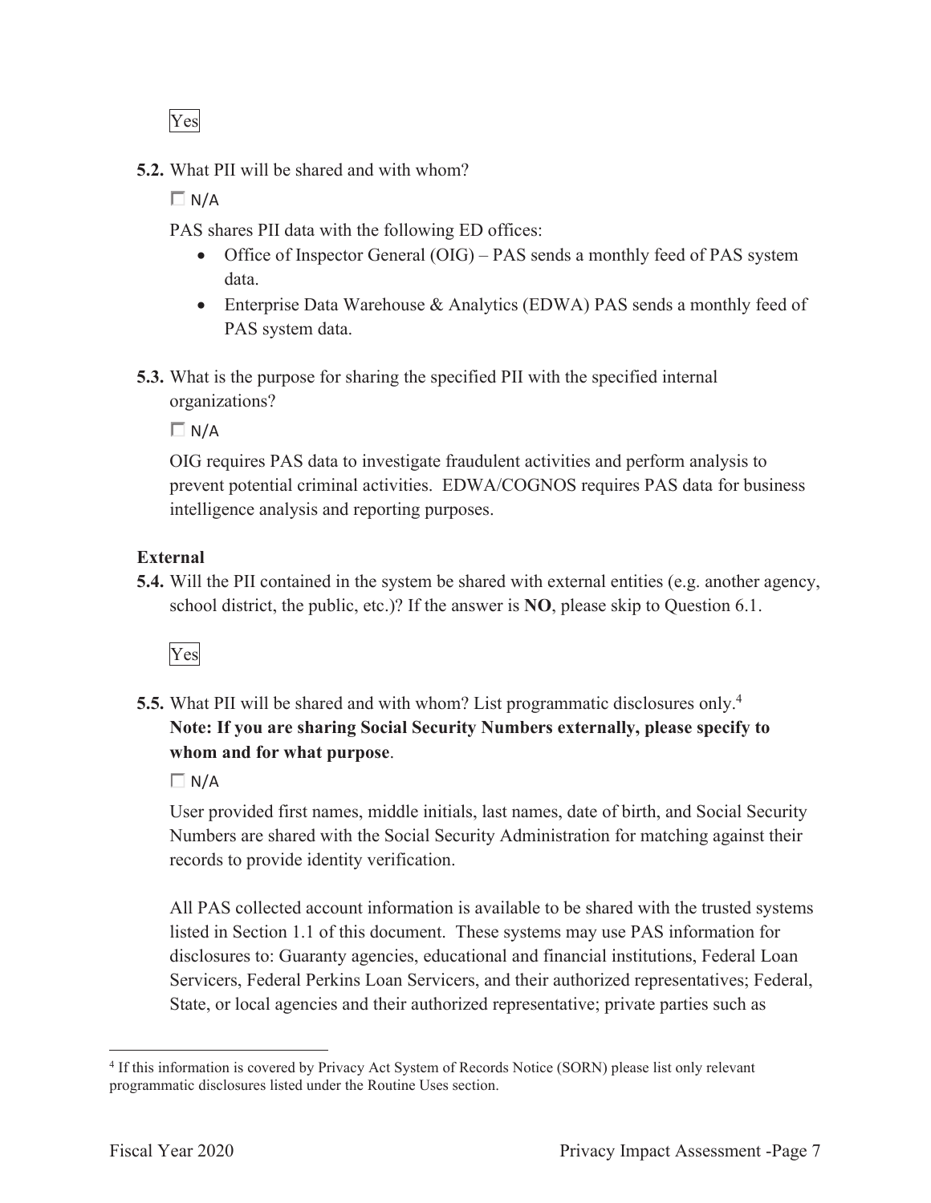Yes

**5.2.** What PII will be shared and with whom?

☐ N/A

PAS shares PII data with the following ED offices:

- Office of Inspector General (OIG) – PAS sends a monthly feed of PAS system data.
- Enterprise Data Warehouse & Analytics (EDWA) PAS sends a monthly feed of PAS system data.

**5.3.** What is the purpose for sharing the specified PII with the specified internal organizations?

☐ N/A

OIG requires PAS data to investigate fraudulent activities and perform analysis to prevent potential criminal activities. EDWA/COGNOS requires PAS data for business intelligence analysis and reporting purposes.

**External**

**5.4.** Will the PII contained in the system be shared with external entities (e.g. another agency, school district, the public, etc.)? If the answer is **NO**, please skip to Question 6.1.

Yes

**5.5.** What PII will be shared and with whom? List programmatic disclosures only.[4] **Note: If you are sharing Social Security Numbers externally, please specify to whom and for what purpose**.

☐ N/A

User provided first names, middle initials, last names, date of birth, and Social Security Numbers are shared with the Social Security Administration for matching against their records to provide identity verification.

All PAS collected account information is available to be shared with the trusted systems listed in Section 1.1 of this document. These systems may use PAS information for disclosures to: Guaranty agencies, educational and financial institutions, Federal Loan Servicers, Federal Perkins Loan Servicers, and their authorized representatives; Federal, State, or local agencies and their authorized representative; private parties such as

[4] If this information is covered by Privacy Act System of Records Notice (SORN) please list only relevant programmatic disclosures listed under the Routine Uses section.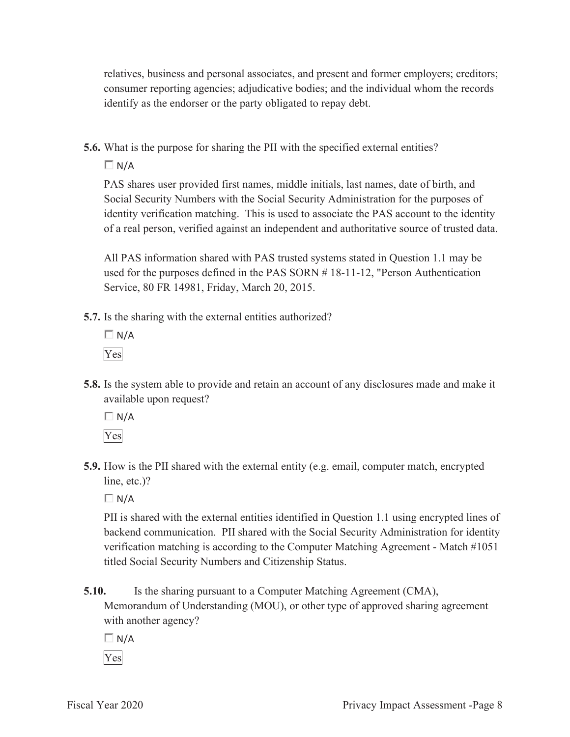relatives, business and personal associates, and present and former employers; creditors; consumer reporting agencies; adjudicative bodies; and the individual whom the records identify as the endorser or the party obligated to repay debt.

**5.6.** What is the purpose for sharing the PII with the specified external entities?

☐ N/A

PAS shares user provided first names, middle initials, last names, date of birth, and Social Security Numbers with the Social Security Administration for the purposes of identity verification matching. This is used to associate the PAS account to the identity of a real person, verified against an independent and authoritative source of trusted data.

All PAS information shared with PAS trusted systems stated in Question 1.1 may be used for the purposes defined in the PAS SORN # 18-11-12, "Person Authentication Service, 80 FR 14981, Friday, March 20, 2015.

**5.7.** Is the sharing with the external entities authorized?

☐ N/A

Yes

**5.8.** Is the system able to provide and retain an account of any disclosures made and make it available upon request?

☐ N/A

Yes

**5.9.** How is the PII shared with the external entity (e.g. email, computer match, encrypted line, etc.)?

☐ N/A

PII is shared with the external entities identified in Question 1.1 using encrypted lines of backend communication. PII shared with the Social Security Administration for identity verification matching is according to the Computer Matching Agreement - Match #1051 titled Social Security Numbers and Citizenship Status.

**5.10.** Is the sharing pursuant to a Computer Matching Agreement (CMA), Memorandum of Understanding (MOU), or other type of approved sharing agreement with another agency?

☐ N/A

Yes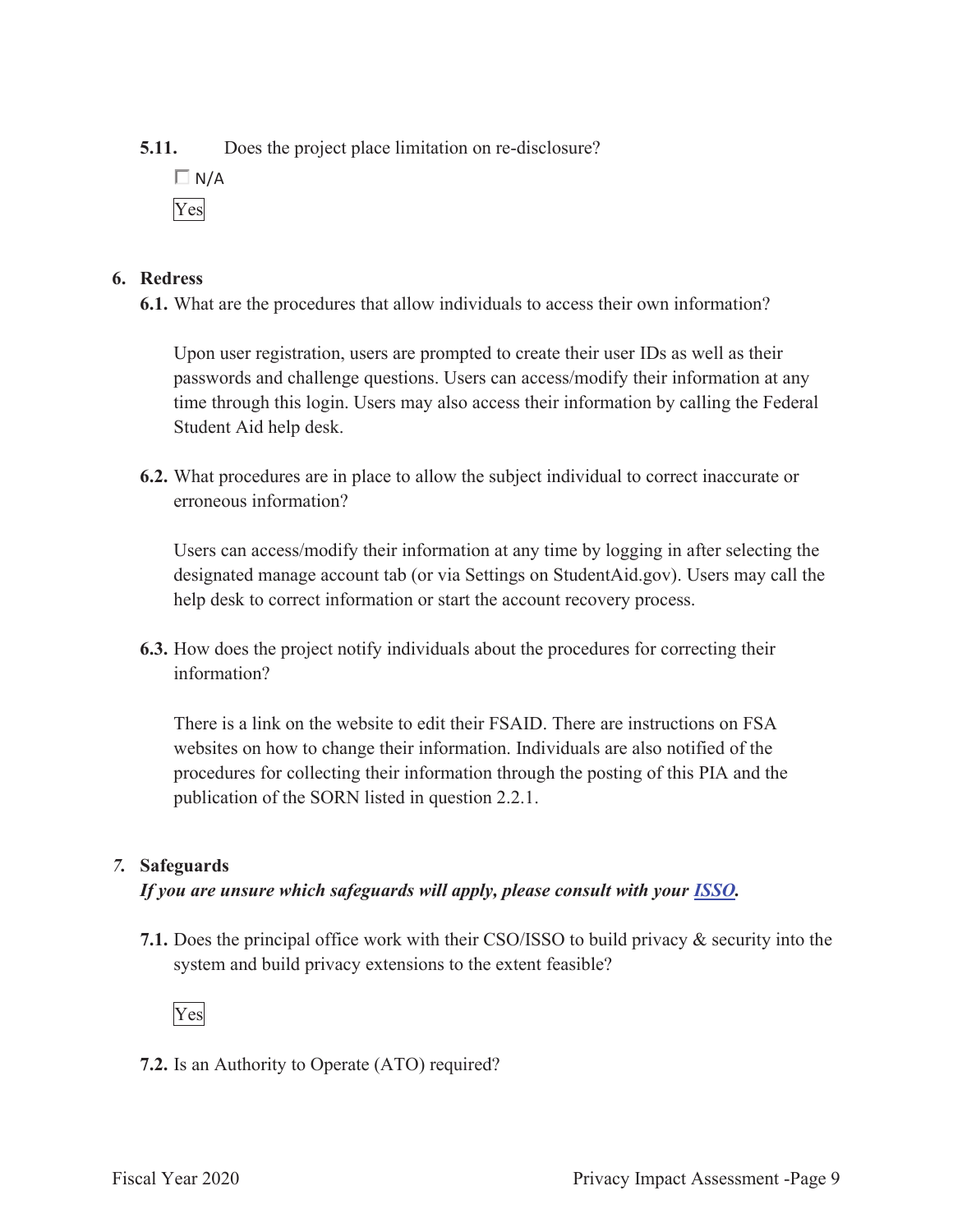**5.11.** Does the project place limitation on re-disclosure?

☐ N/A

Yes

## 6. Redress

**6.1.** What are the procedures that allow individuals to access their own information?

Upon user registration, users are prompted to create their user IDs as well as their passwords and challenge questions. Users can access/modify their information at any time through this login. Users may also access their information by calling the Federal Student Aid help desk.

**6.2.** What procedures are in place to allow the subject individual to correct inaccurate or erroneous information?

Users can access/modify their information at any time by logging in after selecting the designated manage account tab (or via Settings on StudentAid.gov). Users may call the help desk to correct information or start the account recovery process.

**6.3.** How does the project notify individuals about the procedures for correcting their information?

There is a link on the website to edit their FSAID. There are instructions on FSA websites on how to change their information. Individuals are also notified of the procedures for collecting their information through the posting of this PIA and the publication of the SORN listed in question 2.2.1.

## *7.* Safeguards

***If you are unsure which safeguards will apply, please consult with your ISSO.***

**7.1.** Does the principal office work with their CSO/ISSO to build privacy & security into the system and build privacy extensions to the extent feasible?

Yes

**7.2.** Is an Authority to Operate (ATO) required?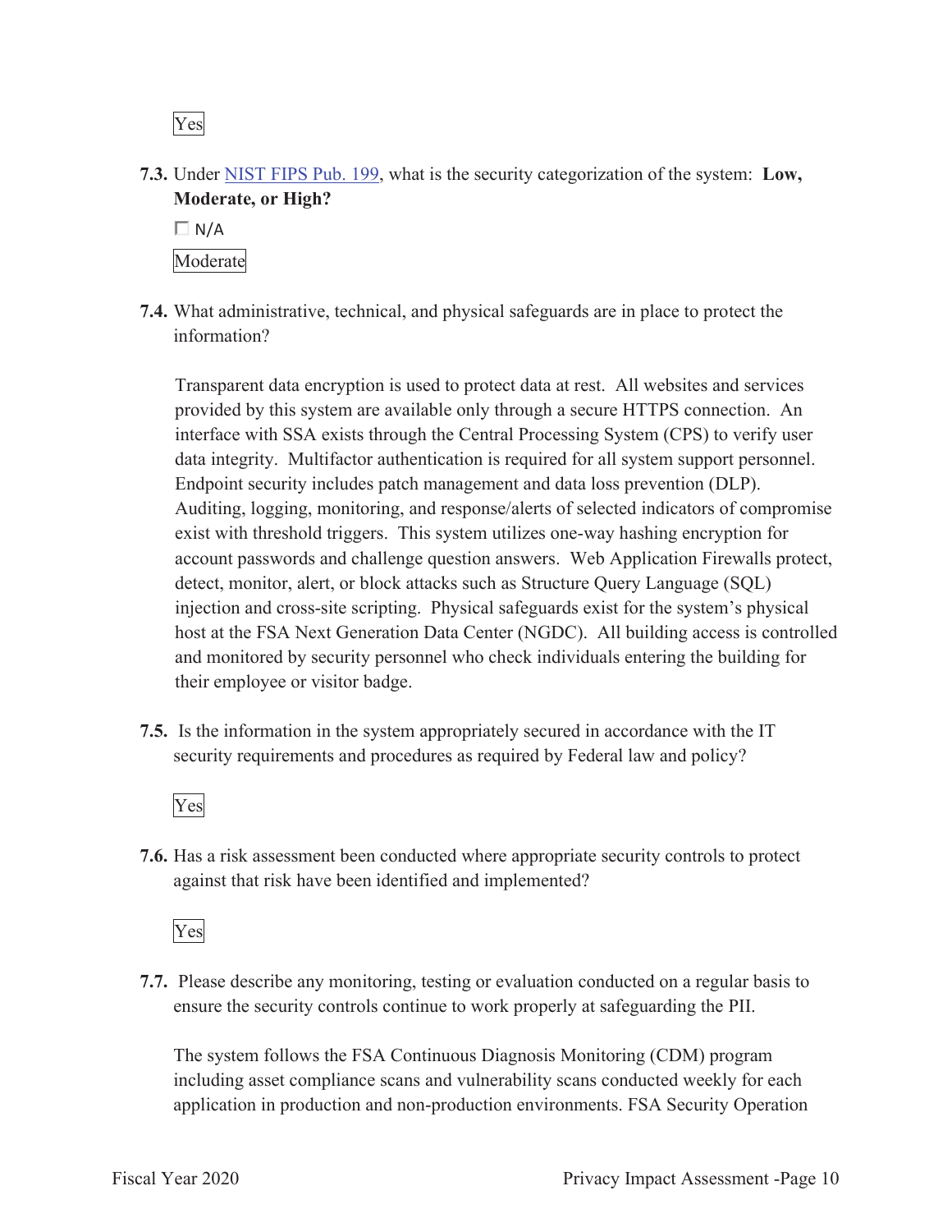Yes

**7.3.** Under NIST FIPS Pub. 199, what is the security categorization of the system: **Low, Moderate, or High?**

☐ N/A

Moderate

**7.4.** What administrative, technical, and physical safeguards are in place to protect the information?

Transparent data encryption is used to protect data at rest. All websites and services provided by this system are available only through a secure HTTPS connection. An interface with SSA exists through the Central Processing System (CPS) to verify user data integrity. Multifactor authentication is required for all system support personnel. Endpoint security includes patch management and data loss prevention (DLP). Auditing, logging, monitoring, and response/alerts of selected indicators of compromise exist with threshold triggers. This system utilizes one-way hashing encryption for account passwords and challenge question answers. Web Application Firewalls protect, detect, monitor, alert, or block attacks such as Structure Query Language (SQL) injection and cross-site scripting. Physical safeguards exist for the system's physical host at the FSA Next Generation Data Center (NGDC). All building access is controlled and monitored by security personnel who check individuals entering the building for their employee or visitor badge.

**7.5.** Is the information in the system appropriately secured in accordance with the IT security requirements and procedures as required by Federal law and policy?

Yes

**7.6.** Has a risk assessment been conducted where appropriate security controls to protect against that risk have been identified and implemented?

Yes

**7.7.** Please describe any monitoring, testing or evaluation conducted on a regular basis to ensure the security controls continue to work properly at safeguarding the PII.

The system follows the FSA Continuous Diagnosis Monitoring (CDM) program including asset compliance scans and vulnerability scans conducted weekly for each application in production and non-production environments. FSA Security Operation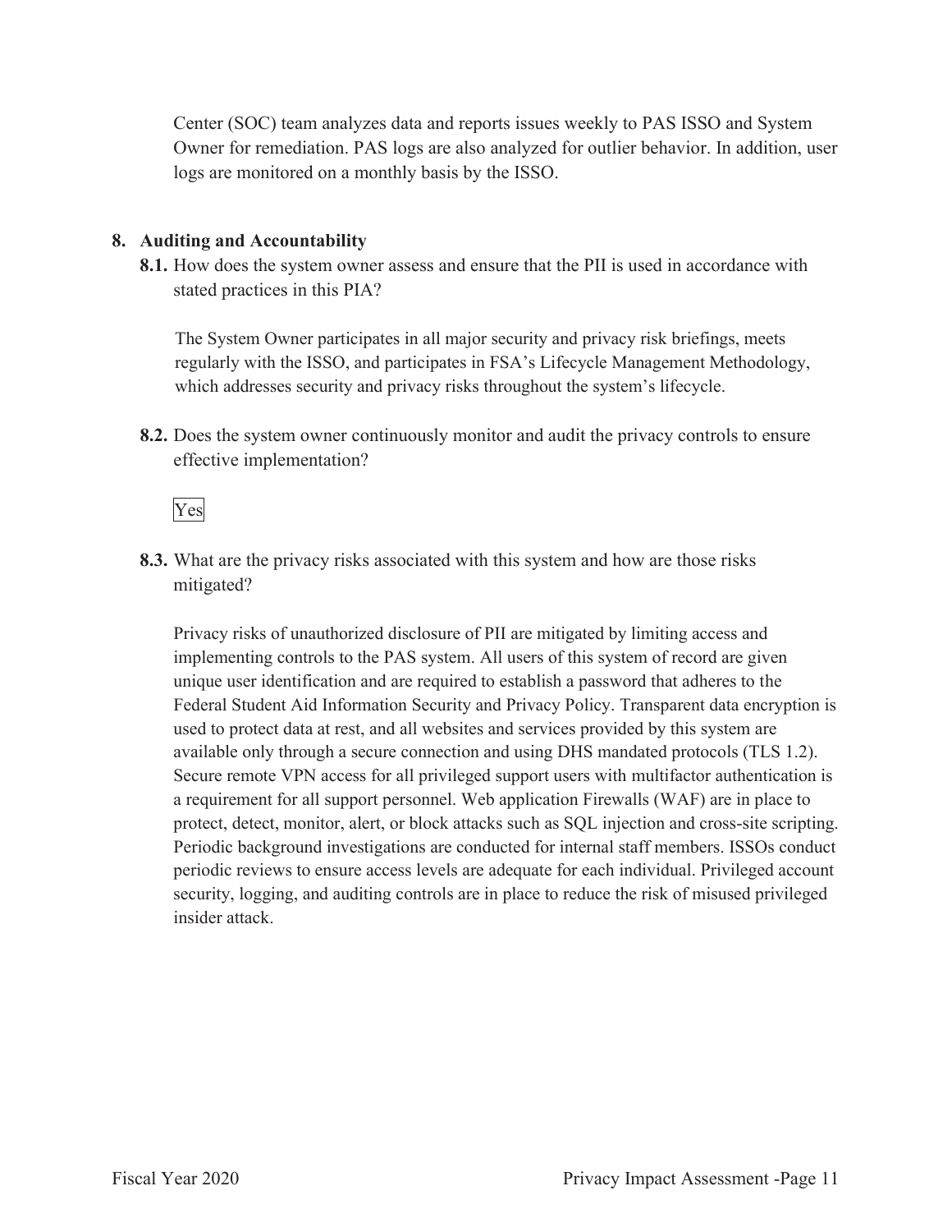Center (SOC) team analyzes data and reports issues weekly to PAS ISSO and System Owner for remediation. PAS logs are also analyzed for outlier behavior. In addition, user logs are monitored on a monthly basis by the ISSO.

**8. Auditing and Accountability**

**8.1.** How does the system owner assess and ensure that the PII is used in accordance with stated practices in this PIA?

The System Owner participates in all major security and privacy risk briefings, meets regularly with the ISSO, and participates in FSA's Lifecycle Management Methodology, which addresses security and privacy risks throughout the system's lifecycle.

**8.2.** Does the system owner continuously monitor and audit the privacy controls to ensure effective implementation?

Yes

**8.3.** What are the privacy risks associated with this system and how are those risks mitigated?

Privacy risks of unauthorized disclosure of PII are mitigated by limiting access and implementing controls to the PAS system. All users of this system of record are given unique user identification and are required to establish a password that adheres to the Federal Student Aid Information Security and Privacy Policy. Transparent data encryption is used to protect data at rest, and all websites and services provided by this system are available only through a secure connection and using DHS mandated protocols (TLS 1.2). Secure remote VPN access for all privileged support users with multifactor authentication is a requirement for all support personnel. Web application Firewalls (WAF) are in place to protect, detect, monitor, alert, or block attacks such as SQL injection and cross-site scripting. Periodic background investigations are conducted for internal staff members. ISSOs conduct periodic reviews to ensure access levels are adequate for each individual. Privileged account security, logging, and auditing controls are in place to reduce the risk of misused privileged insider attack.